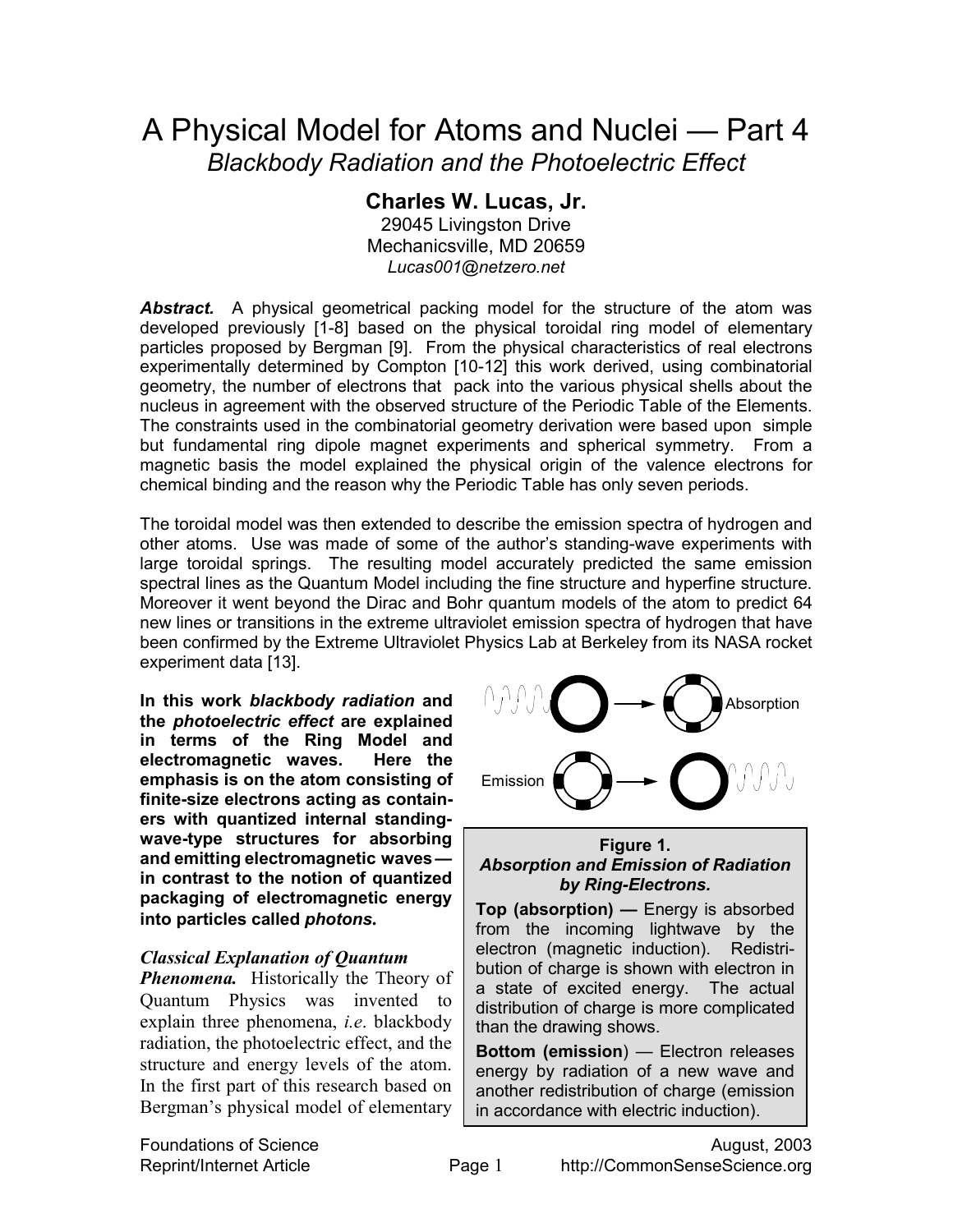# A Physical Model for Atoms and Nuclei — Part 4

## *Blackbody Radiation and the Photoelectric Effect*

**Charles W. Lucas, Jr.**
29045 Livingston Drive
Mechanicsville, MD 20659
*Lucas001@netzero.net*

***Abstract.*** A physical geometrical packing model for the structure of the atom was developed previously [1-8] based on the physical toroidal ring model of elementary particles proposed by Bergman [9]. From the physical characteristics of real electrons experimentally determined by Compton [10-12] this work derived, using combinatorial geometry, the number of electrons that pack into the various physical shells about the nucleus in agreement with the observed structure of the Periodic Table of the Elements. The constraints used in the combinatorial geometry derivation were based upon simple but fundamental ring dipole magnet experiments and spherical symmetry. From a magnetic basis the model explained the physical origin of the valence electrons for chemical binding and the reason why the Periodic Table has only seven periods.

The toroidal model was then extended to describe the emission spectra of hydrogen and other atoms. Use was made of some of the author's standing-wave experiments with large toroidal springs. The resulting model accurately predicted the same emission spectral lines as the Quantum Model including the fine structure and hyperfine structure. Moreover it went beyond the Dirac and Bohr quantum models of the atom to predict 64 new lines or transitions in the extreme ultraviolet emission spectra of hydrogen that have been confirmed by the Extreme Ultraviolet Physics Lab at Berkeley from its NASA rocket experiment data [13].

**In this work *blackbody radiation* and the *photoelectric effect* are explained in terms of the Ring Model and electromagnetic waves. Here the emphasis is on the atom consisting of finite-size electrons acting as containers with quantized internal standing-wave-type structures for absorbing and emitting electromagnetic waves — in contrast to the notion of quantized packaging of electromagnetic energy into particles called *photons*.**

Absorption

Emission

**Figure 1.**
***Absorption and Emission of Radiation by Ring-Electrons.***

**Top (absorption) —** Energy is absorbed from the incoming lightwave by the electron (magnetic induction). Redistribution of charge is shown with electron in a state of excited energy. The actual distribution of charge is more complicated than the drawing shows.

**Bottom (emission)** — Electron releases energy by radiation of a new wave and another redistribution of charge (emission in accordance with electric induction).

***Classical Explanation of Quantum Phenomena.*** Historically the Theory of Quantum Physics was invented to explain three phenomena, *i.e.* blackbody radiation, the photoelectric effect, and the structure and energy levels of the atom. In the first part of this research based on Bergman's physical model of elementary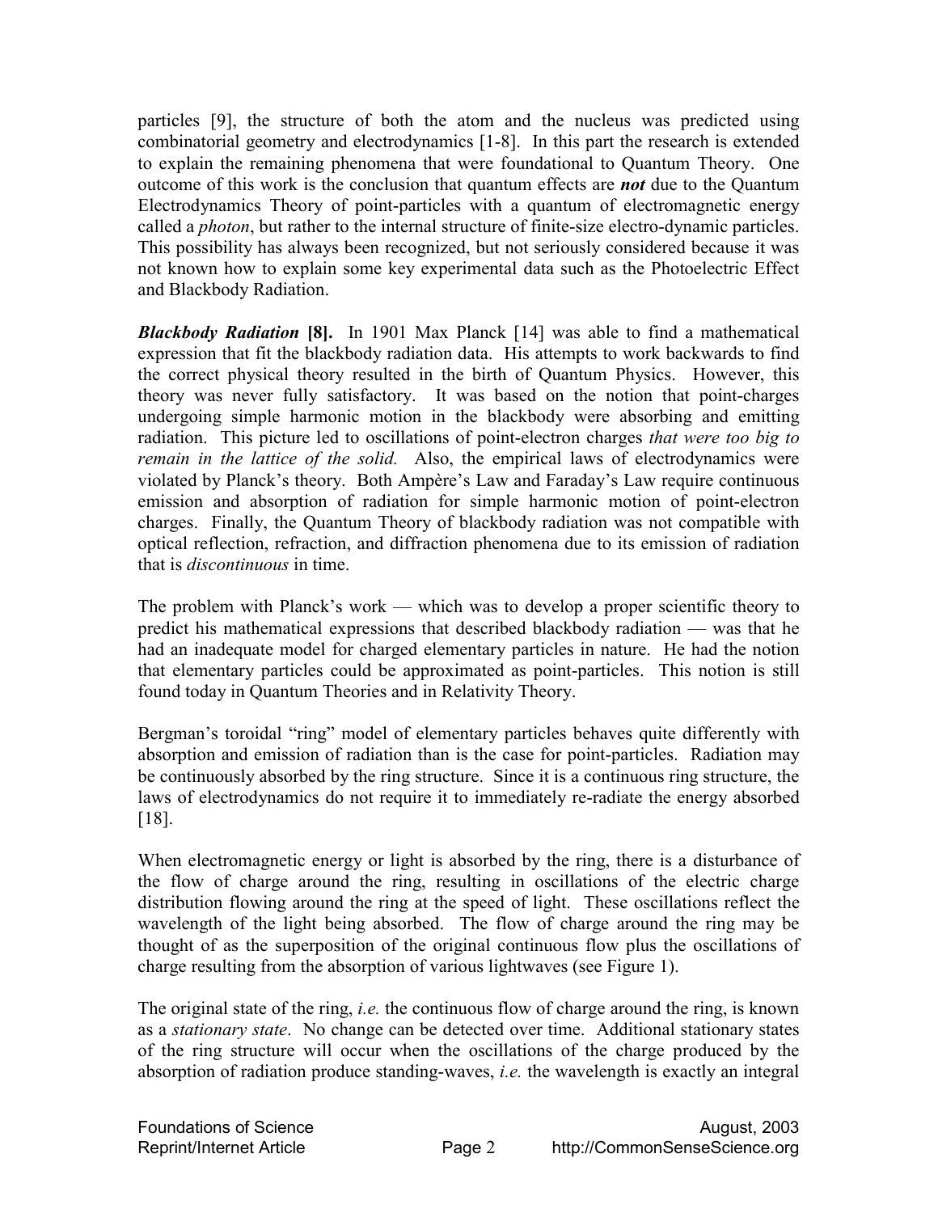particles [9], the structure of both the atom and the nucleus was predicted using combinatorial geometry and electrodynamics [1-8]. In this part the research is extended to explain the remaining phenomena that were foundational to Quantum Theory. One outcome of this work is the conclusion that quantum effects are ***not*** due to the Quantum Electrodynamics Theory of point-particles with a quantum of electromagnetic energy called a *photon*, but rather to the internal structure of finite-size electro-dynamic particles. This possibility has always been recognized, but not seriously considered because it was not known how to explain some key experimental data such as the Photoelectric Effect and Blackbody Radiation.

***Blackbody Radiation* [8].** In 1901 Max Planck [14] was able to find a mathematical expression that fit the blackbody radiation data. His attempts to work backwards to find the correct physical theory resulted in the birth of Quantum Physics. However, this theory was never fully satisfactory. It was based on the notion that point-charges undergoing simple harmonic motion in the blackbody were absorbing and emitting radiation. This picture led to oscillations of point-electron charges *that were too big to remain in the lattice of the solid.* Also, the empirical laws of electrodynamics were violated by Planck's theory. Both Ampère's Law and Faraday's Law require continuous emission and absorption of radiation for simple harmonic motion of point-electron charges. Finally, the Quantum Theory of blackbody radiation was not compatible with optical reflection, refraction, and diffraction phenomena due to its emission of radiation that is *discontinuous* in time.

The problem with Planck's work — which was to develop a proper scientific theory to predict his mathematical expressions that described blackbody radiation — was that he had an inadequate model for charged elementary particles in nature. He had the notion that elementary particles could be approximated as point-particles. This notion is still found today in Quantum Theories and in Relativity Theory.

Bergman's toroidal "ring" model of elementary particles behaves quite differently with absorption and emission of radiation than is the case for point-particles. Radiation may be continuously absorbed by the ring structure. Since it is a continuous ring structure, the laws of electrodynamics do not require it to immediately re-radiate the energy absorbed [18].

When electromagnetic energy or light is absorbed by the ring, there is a disturbance of the flow of charge around the ring, resulting in oscillations of the electric charge distribution flowing around the ring at the speed of light. These oscillations reflect the wavelength of the light being absorbed. The flow of charge around the ring may be thought of as the superposition of the original continuous flow plus the oscillations of charge resulting from the absorption of various lightwaves (see Figure 1).

The original state of the ring, *i.e.* the continuous flow of charge around the ring, is known as a *stationary state*. No change can be detected over time. Additional stationary states of the ring structure will occur when the oscillations of the charge produced by the absorption of radiation produce standing-waves, *i.e.* the wavelength is exactly an integral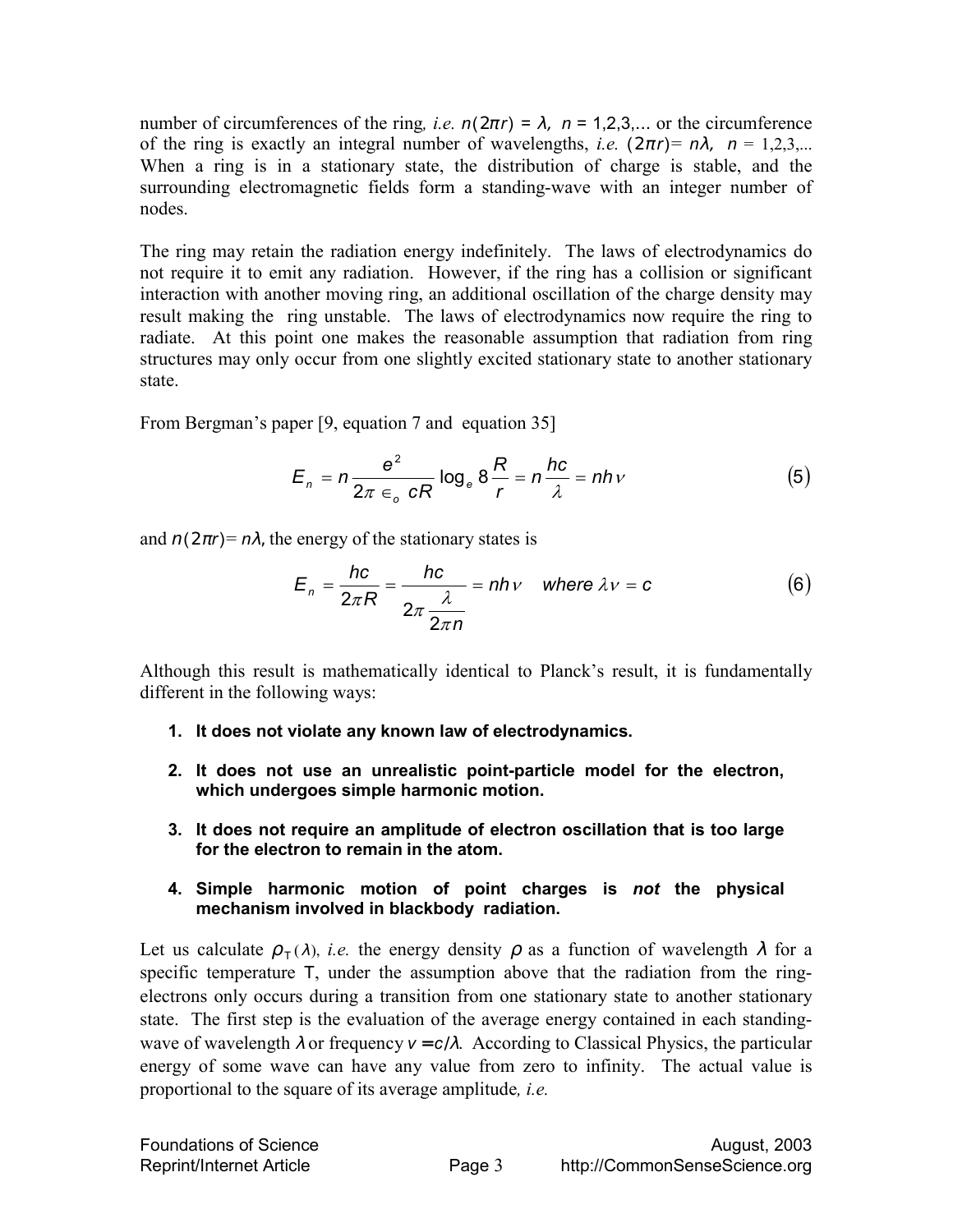number of circumferences of the ring, *i.e.* $n(2\pi r) = \lambda$, $n = 1,2,3,\ldots$ or the circumference of the ring is exactly an integral number of wavelengths, *i.e.* $(2\pi r) = n\lambda$, $n = 1,2,3,\ldots$ When a ring is in a stationary state, the distribution of charge is stable, and the surrounding electromagnetic fields form a standing-wave with an integer number of nodes.

The ring may retain the radiation energy indefinitely. The laws of electrodynamics do not require it to emit any radiation. However, if the ring has a collision or significant interaction with another moving ring, an additional oscillation of the charge density may result making the ring unstable. The laws of electrodynamics now require the ring to radiate. At this point one makes the reasonable assumption that radiation from ring structures may only occur from one slightly excited stationary state to another stationary state.

From Bergman's paper [9, equation 7 and equation 35]

$$E_n = n\frac{e^2}{2\pi \in_o cR}\log_e 8\frac{R}{r} = n\frac{hc}{\lambda} = nh\nu \tag{5}$$

and $n(2\pi r) = n\lambda$, the energy of the stationary states is

$$E_n = \frac{hc}{2\pi R} = \frac{hc}{2\pi\dfrac{\lambda}{2\pi n}} = nh\nu \quad \textit{where } \lambda\nu = c \tag{6}$$

Although this result is mathematically identical to Planck's result, it is fundamentally different in the following ways:

1. **It does not violate any known law of electrodynamics.**
2. **It does not use an unrealistic point-particle model for the electron, which undergoes simple harmonic motion.**
3. **It does not require an amplitude of electron oscillation that is too large for the electron to remain in the atom.**
4. **Simple harmonic motion of point charges is *not* the physical mechanism involved in blackbody radiation.**

Let us calculate $\rho_T(\lambda)$, *i.e.* the energy density $\rho$ as a function of wavelength $\lambda$ for a specific temperature $T$, under the assumption above that the radiation from the ring-electrons only occurs during a transition from one stationary state to another stationary state. The first step is the evaluation of the average energy contained in each standing-wave of wavelength $\lambda$ or frequency $\nu = c/\lambda$. According to Classical Physics, the particular energy of some wave can have any value from zero to infinity. The actual value is proportional to the square of its average amplitude, *i.e.*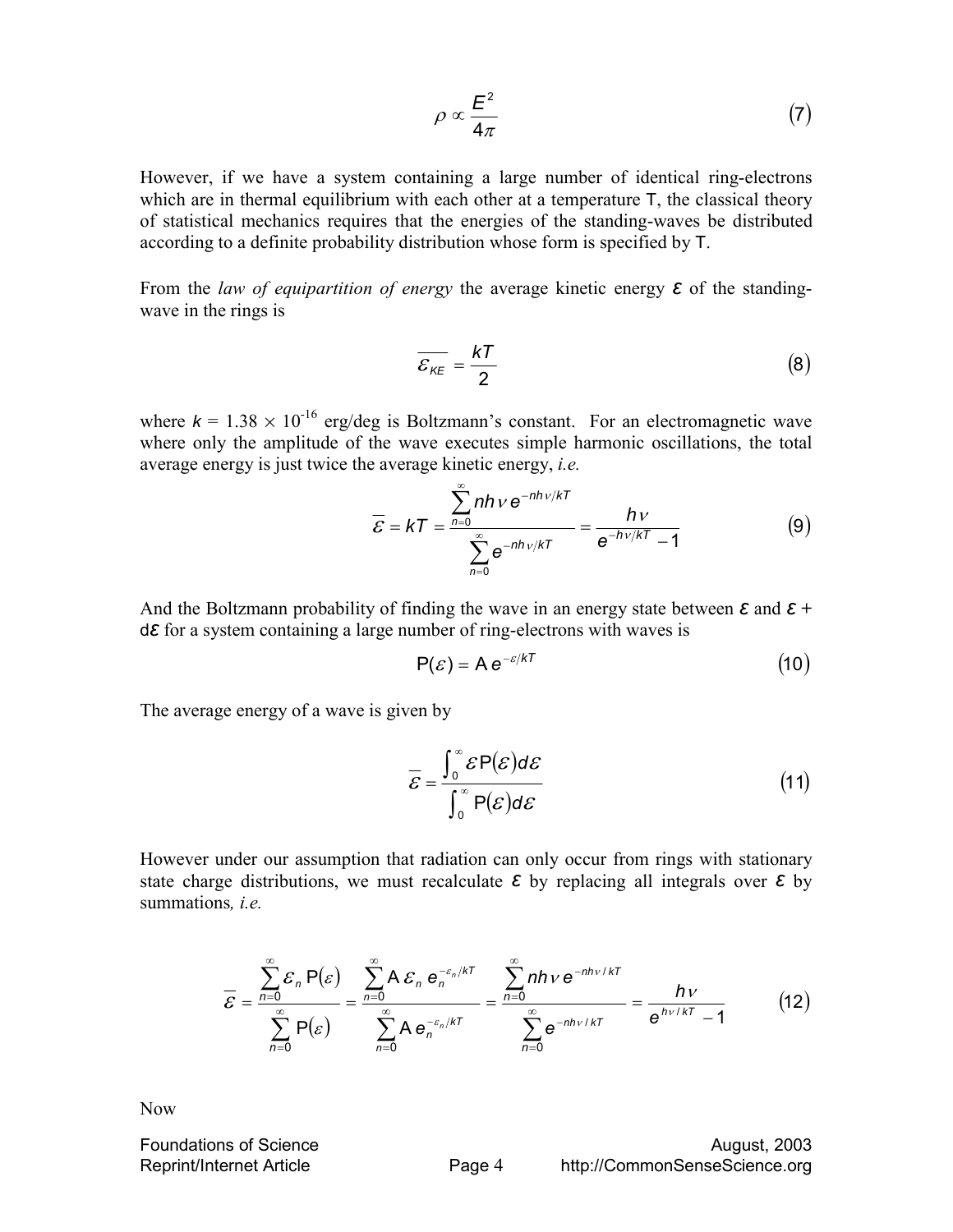$$\rho \propto \frac{E^2}{4\pi} \tag{7}$$

However, if we have a system containing a large number of identical ring-electrons which are in thermal equilibrium with each other at a temperature T, the classical theory of statistical mechanics requires that the energies of the standing-waves be distributed according to a definite probability distribution whose form is specified by T.

From the *law of equipartition of energy* the average kinetic energy $\varepsilon$ of the standing-wave in the rings is

$$\overline{\varepsilon_{KE}} = \frac{kT}{2} \tag{8}$$

where $k = 1.38 \times 10^{-16}$ erg/deg is Boltzmann's constant. For an electromagnetic wave where only the amplitude of the wave executes simple harmonic oscillations, the total average energy is just twice the average kinetic energy, *i.e.*

$$\overline{\varepsilon} = kT = \frac{\sum_{n=0}^{\infty} nh\nu\, e^{-nh\nu/kT}}{\sum_{n=0}^{\infty} e^{-nh\nu/kT}} = \frac{h\nu}{e^{-h\nu/kT} - 1} \tag{9}$$

And the Boltzmann probability of finding the wave in an energy state between $\varepsilon$ and $\varepsilon + d\varepsilon$ for a system containing a large number of ring-electrons with waves is

$$\mathrm{P}(\varepsilon) = \mathrm{A}\, e^{-\varepsilon/kT} \tag{10}$$

The average energy of a wave is given by

$$\overline{\varepsilon} = \frac{\int_0^{\infty} \varepsilon\, \mathrm{P}(\varepsilon)\, d\varepsilon}{\int_0^{\infty} \mathrm{P}(\varepsilon)\, d\varepsilon} \tag{11}$$

However under our assumption that radiation can only occur from rings with stationary state charge distributions, we must recalculate $\varepsilon$ by replacing all integrals over $\varepsilon$ by summations*, i.e.*

$$\overline{\varepsilon} = \frac{\sum_{n=0}^{\infty} \varepsilon_n\, \mathrm{P}(\varepsilon)}{\sum_{n=0}^{\infty} \mathrm{P}(\varepsilon)} = \frac{\sum_{n=0}^{\infty} \mathrm{A}\, \varepsilon_n\, e_n^{-\varepsilon_n/kT}}{\sum_{n=0}^{\infty} \mathrm{A}\, e_n^{-\varepsilon_n/kT}} = \frac{\sum_{n=0}^{\infty} nh\nu\, e^{-nh\nu/kT}}{\sum_{n=0}^{\infty} e^{-nh\nu/kT}} = \frac{h\nu}{e^{h\nu/kT} - 1} \tag{12}$$

Now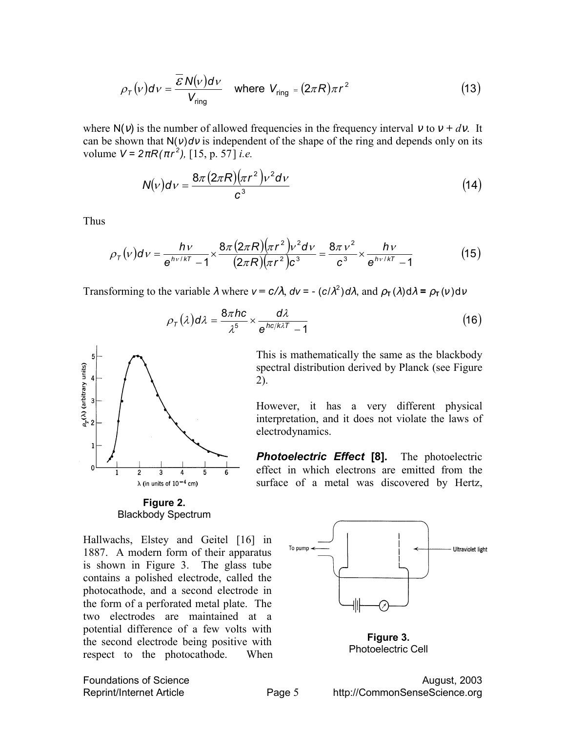$$\rho_T(\nu)d\nu = \frac{\overline{\varepsilon} N(\nu)d\nu}{V_{\text{ring}}} \quad \text{where } V_{\text{ring}} = (2\pi R)\pi r^2 \tag{13}$$

where $N(\nu)$ is the number of allowed frequencies in the frequency interval $\nu$ to $\nu + d\nu$. It can be shown that $N(\nu)d\nu$ is independent of the shape of the ring and depends only on its volume $V = 2\pi R(\pi r^2)$, [15, p. 57] *i.e.*

$$N(\nu)d\nu = \frac{8\pi(2\pi R)(\pi r^2)\nu^2 d\nu}{c^3} \tag{14}$$

Thus

$$\rho_T(\nu)d\nu = \frac{h\nu}{e^{h\nu/kT} - 1} \times \frac{8\pi(2\pi R)(\pi r^2)\nu^2 d\nu}{(2\pi R)(\pi r^2)c^3} = \frac{8\pi\nu^2}{c^3} \times \frac{h\nu}{e^{h\nu/kT} - 1} \tag{15}$$

Transforming to the variable $\lambda$ where $\nu = c/\lambda$, $d\nu = -(c/\lambda^2)d\lambda$, and $\rho_T(\lambda)d\lambda = \rho_T(\nu)d\nu$

$$\rho_T(\lambda)d\lambda = \frac{8\pi hc}{\lambda^5} \times \frac{d\lambda}{e^{hc/k\lambda T} - 1} \tag{16}$$

This is mathematically the same as the blackbody spectral distribution derived by Planck (see Figure 2).

However, it has a very different physical interpretation, and it does not violate the laws of electrodynamics.

**Figure 2.**
Blackbody Spectrum

***Photoelectric Effect* [8].** The photoelectric effect in which electrons are emitted from the surface of a metal was discovered by Hertz, Hallwachs, Elstey and Geitel [16] in 1887. A modern form of their apparatus is shown in Figure 3. The glass tube contains a polished electrode, called the photocathode, and a second electrode in the form of a perforated metal plate. The two electrodes are maintained at a potential difference of a few volts with the second electrode being positive with respect to the photocathode. When

**Figure 3.**
Photoelectric Cell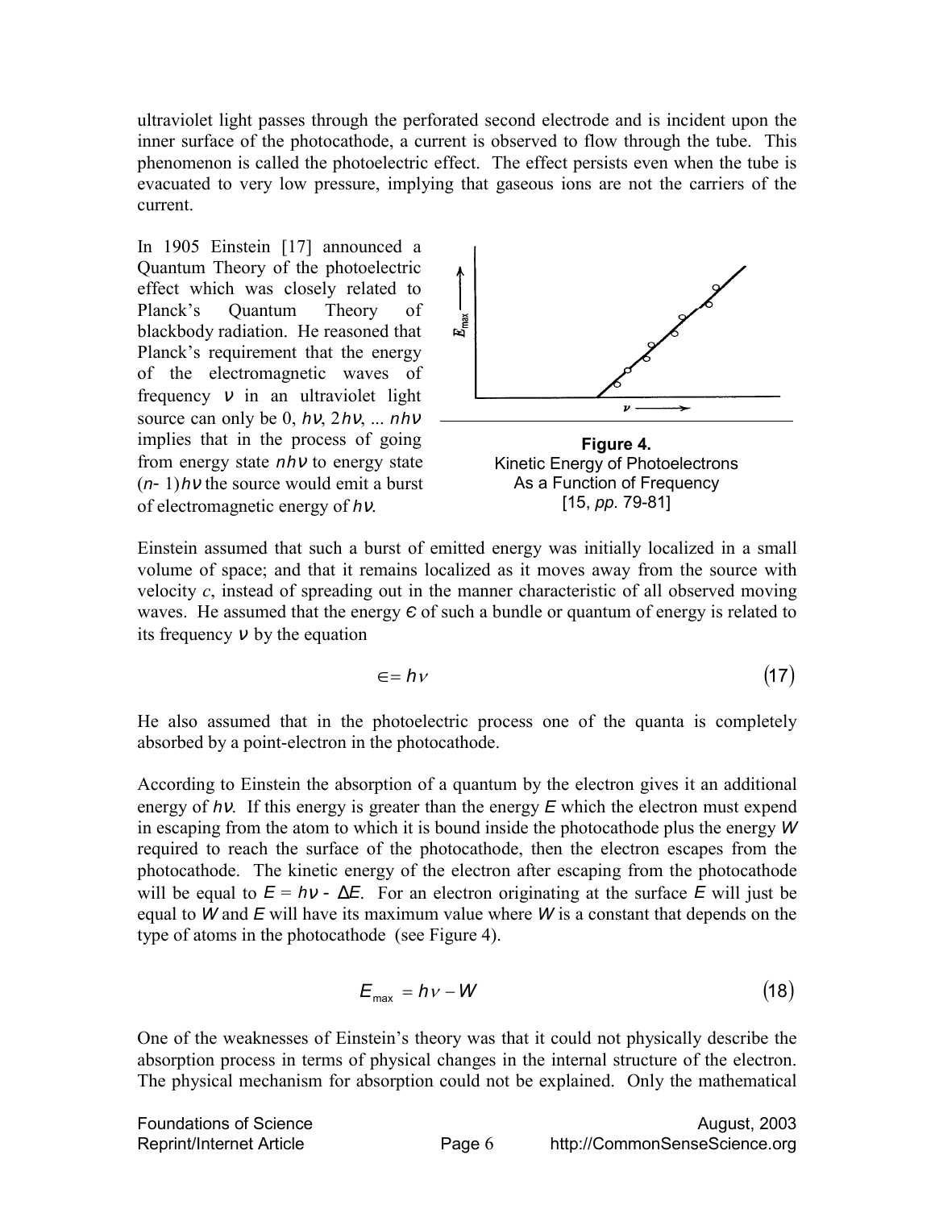ultraviolet light passes through the perforated second electrode and is incident upon the inner surface of the photocathode, a current is observed to flow through the tube. This phenomenon is called the photoelectric effect. The effect persists even when the tube is evacuated to very low pressure, implying that gaseous ions are not the carriers of the current.

In 1905 Einstein [17] announced a Quantum Theory of the photoelectric effect which was closely related to Planck's Quantum Theory of blackbody radiation. He reasoned that Planck's requirement that the energy of the electromagnetic waves of frequency $\nu$ in an ultraviolet light source can only be 0, $h\nu$, $2h\nu$, ... $nh\nu$ implies that in the process of going from energy state $nh\nu$ to energy state $(n-1)h\nu$ the source would emit a burst of electromagnetic energy of $h\nu$.

**Figure 4.**
Kinetic Energy of Photoelectrons As a Function of Frequency [15, *pp.* 79-81]

Einstein assumed that such a burst of emitted energy was initially localized in a small volume of space; and that it remains localized as it moves away from the source with velocity *c*, instead of spreading out in the manner characteristic of all observed moving waves. He assumed that the energy $\epsilon$ of such a bundle or quantum of energy is related to its frequency $\nu$ by the equation

$$\in = h\nu \tag{17}$$

He also assumed that in the photoelectric process one of the quanta is completely absorbed by a point-electron in the photocathode.

According to Einstein the absorption of a quantum by the electron gives it an additional energy of $h\nu$. If this energy is greater than the energy $E$ which the electron must expend in escaping from the atom to which it is bound inside the photocathode plus the energy $W$ required to reach the surface of the photocathode, then the electron escapes from the photocathode. The kinetic energy of the electron after escaping from the photocathode will be equal to $E = h\nu - \Delta E$. For an electron originating at the surface $E$ will just be equal to $W$ and $E$ will have its maximum value where $W$ is a constant that depends on the type of atoms in the photocathode (see Figure 4).

$$E_{\max} = h\nu - W \tag{18}$$

One of the weaknesses of Einstein's theory was that it could not physically describe the absorption process in terms of physical changes in the internal structure of the electron. The physical mechanism for absorption could not be explained. Only the mathematical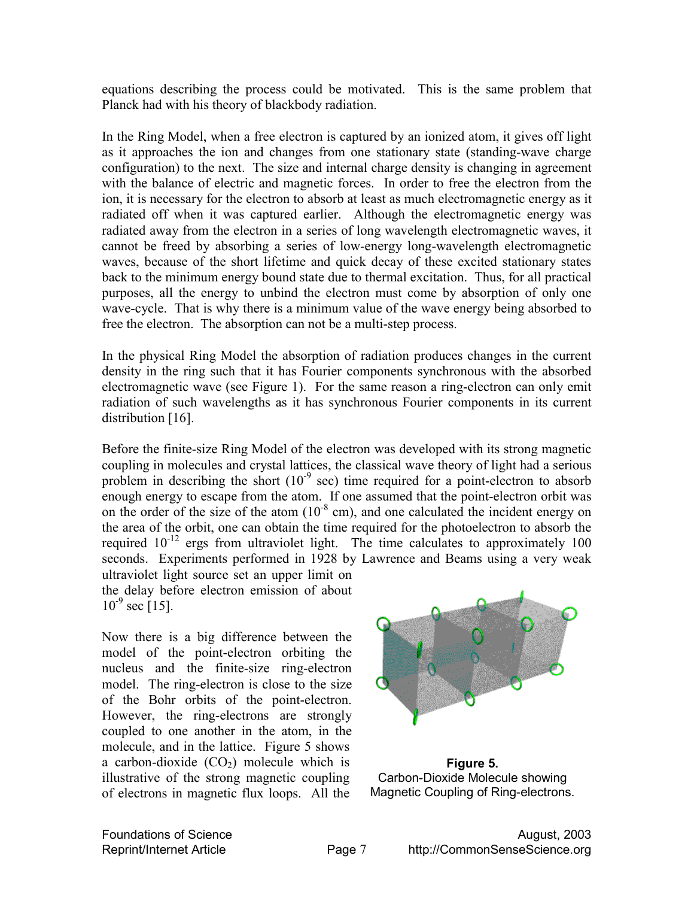equations describing the process could be motivated. This is the same problem that Planck had with his theory of blackbody radiation.

In the Ring Model, when a free electron is captured by an ionized atom, it gives off light as it approaches the ion and changes from one stationary state (standing-wave charge configuration) to the next. The size and internal charge density is changing in agreement with the balance of electric and magnetic forces. In order to free the electron from the ion, it is necessary for the electron to absorb at least as much electromagnetic energy as it radiated off when it was captured earlier. Although the electromagnetic energy was radiated away from the electron in a series of long wavelength electromagnetic waves, it cannot be freed by absorbing a series of low-energy long-wavelength electromagnetic waves, because of the short lifetime and quick decay of these excited stationary states back to the minimum energy bound state due to thermal excitation. Thus, for all practical purposes, all the energy to unbind the electron must come by absorption of only one wave-cycle. That is why there is a minimum value of the wave energy being absorbed to free the electron. The absorption can not be a multi-step process.

In the physical Ring Model the absorption of radiation produces changes in the current density in the ring such that it has Fourier components synchronous with the absorbed electromagnetic wave (see Figure 1). For the same reason a ring-electron can only emit radiation of such wavelengths as it has synchronous Fourier components in its current distribution [16].

Before the finite-size Ring Model of the electron was developed with its strong magnetic coupling in molecules and crystal lattices, the classical wave theory of light had a serious problem in describing the short ($10^{-9}$ sec) time required for a point-electron to absorb enough energy to escape from the atom. If one assumed that the point-electron orbit was on the order of the size of the atom ($10^{-8}$ cm), and one calculated the incident energy on the area of the orbit, one can obtain the time required for the photoelectron to absorb the required $10^{-12}$ ergs from ultraviolet light. The time calculates to approximately 100 seconds. Experiments performed in 1928 by Lawrence and Beams using a very weak ultraviolet light source set an upper limit on the delay before electron emission of about $10^{-9}$ sec [15].

Now there is a big difference between the model of the point-electron orbiting the nucleus and the finite-size ring-electron model. The ring-electron is close to the size of the Bohr orbits of the point-electron. However, the ring-electrons are strongly coupled to one another in the atom, in the molecule, and in the lattice. Figure 5 shows a carbon-dioxide ($CO_2$) molecule which is illustrative of the strong magnetic coupling of electrons in magnetic flux loops. All the

**Figure 5.**
Carbon-Dioxide Molecule showing Magnetic Coupling of Ring-electrons.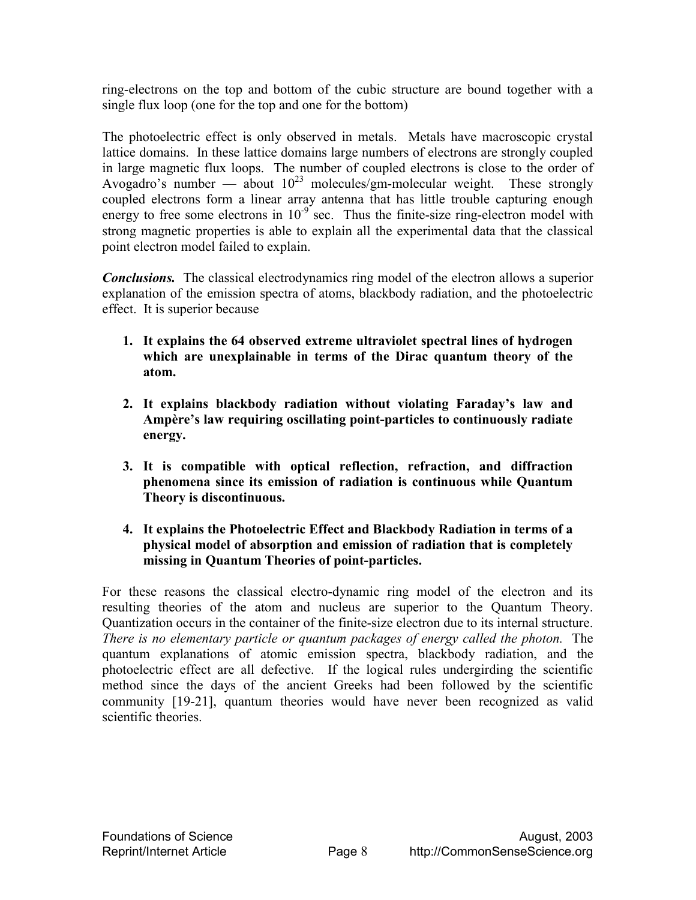ring-electrons on the top and bottom of the cubic structure are bound together with a single flux loop (one for the top and one for the bottom)

The photoelectric effect is only observed in metals. Metals have macroscopic crystal lattice domains. In these lattice domains large numbers of electrons are strongly coupled in large magnetic flux loops. The number of coupled electrons is close to the order of Avogadro's number — about $10^{23}$ molecules/gm-molecular weight. These strongly coupled electrons form a linear array antenna that has little trouble capturing enough energy to free some electrons in $10^{-9}$ sec. Thus the finite-size ring-electron model with strong magnetic properties is able to explain all the experimental data that the classical point electron model failed to explain.

***Conclusions.*** The classical electrodynamics ring model of the electron allows a superior explanation of the emission spectra of atoms, blackbody radiation, and the photoelectric effect. It is superior because

1. **It explains the 64 observed extreme ultraviolet spectral lines of hydrogen which are unexplainable in terms of the Dirac quantum theory of the atom.**

2. **It explains blackbody radiation without violating Faraday's law and Ampère's law requiring oscillating point-particles to continuously radiate energy.**

3. **It is compatible with optical reflection, refraction, and diffraction phenomena since its emission of radiation is continuous while Quantum Theory is discontinuous.**

4. **It explains the Photoelectric Effect and Blackbody Radiation in terms of a physical model of absorption and emission of radiation that is completely missing in Quantum Theories of point-particles.**

For these reasons the classical electro-dynamic ring model of the electron and its resulting theories of the atom and nucleus are superior to the Quantum Theory. Quantization occurs in the container of the finite-size electron due to its internal structure. *There is no elementary particle or quantum packages of energy called the photon.* The quantum explanations of atomic emission spectra, blackbody radiation, and the photoelectric effect are all defective. If the logical rules undergirding the scientific method since the days of the ancient Greeks had been followed by the scientific community [19-21], quantum theories would have never been recognized as valid scientific theories.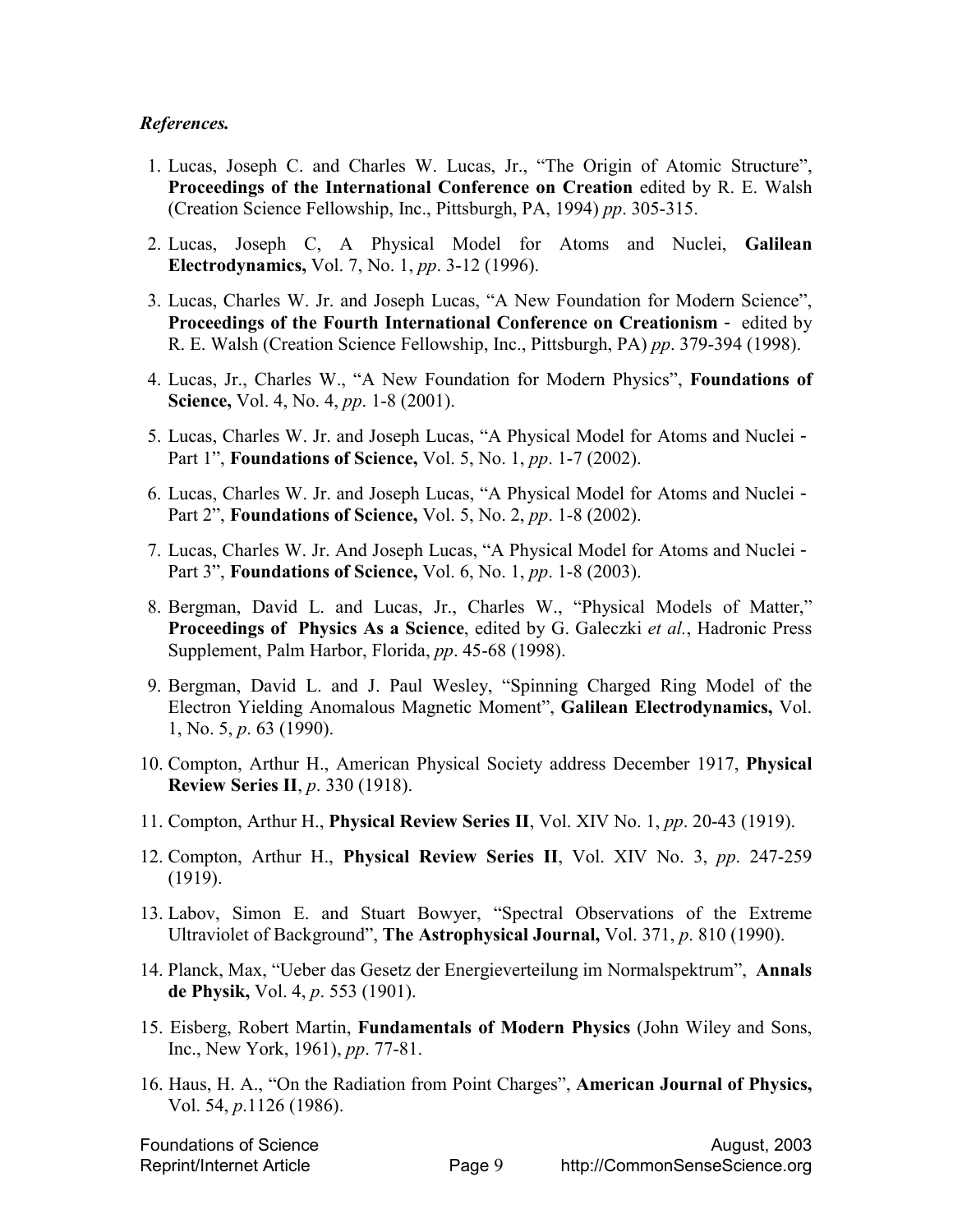### *References.*

1. Lucas, Joseph C. and Charles W. Lucas, Jr., "The Origin of Atomic Structure", **Proceedings of the International Conference on Creation** edited by R. E. Walsh (Creation Science Fellowship, Inc., Pittsburgh, PA, 1994) *pp*. 305-315.
2. Lucas, Joseph C, A Physical Model for Atoms and Nuclei, **Galilean Electrodynamics,** Vol. 7, No. 1, *pp*. 3-12 (1996).
3. Lucas, Charles W. Jr. and Joseph Lucas, "A New Foundation for Modern Science", **Proceedings of the Fourth International Conference on Creationism** - edited by R. E. Walsh (Creation Science Fellowship, Inc., Pittsburgh, PA) *pp*. 379-394 (1998).
4. Lucas, Jr., Charles W., "A New Foundation for Modern Physics", **Foundations of Science,** Vol. 4, No. 4, *pp*. 1-8 (2001).
5. Lucas, Charles W. Jr. and Joseph Lucas, "A Physical Model for Atoms and Nuclei - Part 1", **Foundations of Science,** Vol. 5, No. 1, *pp*. 1-7 (2002).
6. Lucas, Charles W. Jr. and Joseph Lucas, "A Physical Model for Atoms and Nuclei - Part 2", **Foundations of Science,** Vol. 5, No. 2, *pp*. 1-8 (2002).
7. Lucas, Charles W. Jr. And Joseph Lucas, "A Physical Model for Atoms and Nuclei - Part 3", **Foundations of Science,** Vol. 6, No. 1, *pp*. 1-8 (2003).
8. Bergman, David L. and Lucas, Jr., Charles W., "Physical Models of Matter," **Proceedings of Physics As a Science**, edited by G. Galeczki *et al.*, Hadronic Press Supplement, Palm Harbor, Florida, *pp*. 45-68 (1998).
9. Bergman, David L. and J. Paul Wesley, "Spinning Charged Ring Model of the Electron Yielding Anomalous Magnetic Moment", **Galilean Electrodynamics,** Vol. 1, No. 5, *p*. 63 (1990).
10. Compton, Arthur H., American Physical Society address December 1917, **Physical Review Series II**, *p*. 330 (1918).
11. Compton, Arthur H., **Physical Review Series II**, Vol. XIV No. 1, *pp*. 20-43 (1919).
12. Compton, Arthur H., **Physical Review Series II**, Vol. XIV No. 3, *pp*. 247-259 (1919).
13. Labov, Simon E. and Stuart Bowyer, "Spectral Observations of the Extreme Ultraviolet of Background", **The Astrophysical Journal,** Vol. 371, *p*. 810 (1990).
14. Planck, Max, "Ueber das Gesetz der Energieverteilung im Normalspektrum", **Annals de Physik,** Vol. 4, *p*. 553 (1901).
15. Eisberg, Robert Martin, **Fundamentals of Modern Physics** (John Wiley and Sons, Inc., New York, 1961), *pp*. 77-81.
16. Haus, H. A., "On the Radiation from Point Charges", **American Journal of Physics,** Vol. 54, *p*.1126 (1986).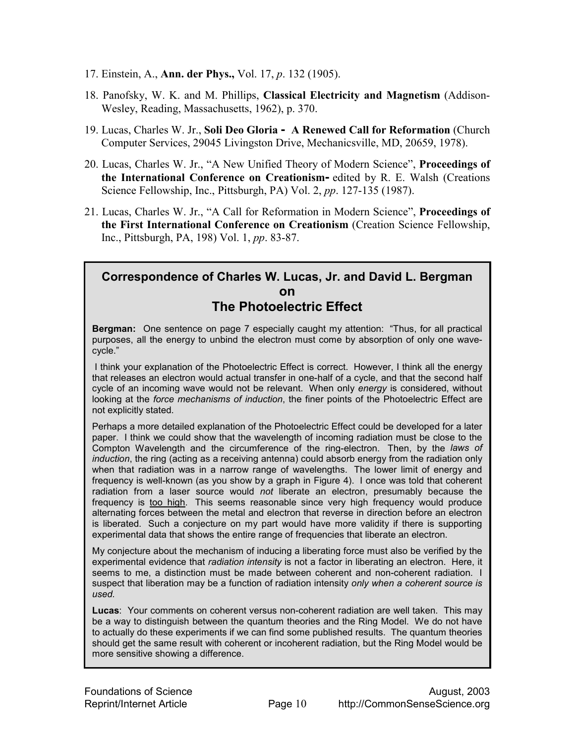17. Einstein, A., **Ann. der Phys.,** Vol. 17, *p*. 132 (1905).

18. Panofsky, W. K. and M. Phillips, **Classical Electricity and Magnetism** (Addison-Wesley, Reading, Massachusetts, 1962), p. 370.

19. Lucas, Charles W. Jr., **Soli Deo Gloria - A Renewed Call for Reformation** (Church Computer Services, 29045 Livingston Drive, Mechanicsville, MD, 20659, 1978).

20. Lucas, Charles W. Jr., "A New Unified Theory of Modern Science", **Proceedings of the International Conference on Creationism-** edited by R. E. Walsh (Creations Science Fellowship, Inc., Pittsburgh, PA) Vol. 2, *pp*. 127-135 (1987).

21. Lucas, Charles W. Jr., "A Call for Reformation in Modern Science", **Proceedings of the First International Conference on Creationism** (Creation Science Fellowship, Inc., Pittsburgh, PA, 198) Vol. 1, *pp*. 83-87.

## Correspondence of Charles W. Lucas, Jr. and David L. Bergman on The Photoelectric Effect

**Bergman:** One sentence on page 7 especially caught my attention: "Thus, for all practical purposes, all the energy to unbind the electron must come by absorption of only one wave-cycle."

I think your explanation of the Photoelectric Effect is correct. However, I think all the energy that releases an electron would actual transfer in one-half of a cycle, and that the second half cycle of an incoming wave would not be relevant. When only *energy* is considered, without looking at the *force mechanisms of induction*, the finer points of the Photoelectric Effect are not explicitly stated.

Perhaps a more detailed explanation of the Photoelectric Effect could be developed for a later paper. I think we could show that the wavelength of incoming radiation must be close to the Compton Wavelength and the circumference of the ring-electron. Then, by the *laws of induction*, the ring (acting as a receiving antenna) could absorb energy from the radiation only when that radiation was in a narrow range of wavelengths. The lower limit of energy and frequency is well-known (as you show by a graph in Figure 4). I once was told that coherent radiation from a laser source would *not* liberate an electron, presumably because the frequency is <u>too high</u>. This seems reasonable since very high frequency would produce alternating forces between the metal and electron that reverse in direction before an electron is liberated. Such a conjecture on my part would have more validity if there is supporting experimental data that shows the entire range of frequencies that liberate an electron.

My conjecture about the mechanism of inducing a liberating force must also be verified by the experimental evidence that *radiation intensity* is not a factor in liberating an electron. Here, it seems to me, a distinction must be made between coherent and non-coherent radiation. I suspect that liberation may be a function of radiation intensity *only when a coherent source is used*.

**Lucas**: Your comments on coherent versus non-coherent radiation are well taken. This may be a way to distinguish between the quantum theories and the Ring Model. We do not have to actually do these experiments if we can find some published results. The quantum theories should get the same result with coherent or incoherent radiation, but the Ring Model would be more sensitive showing a difference.